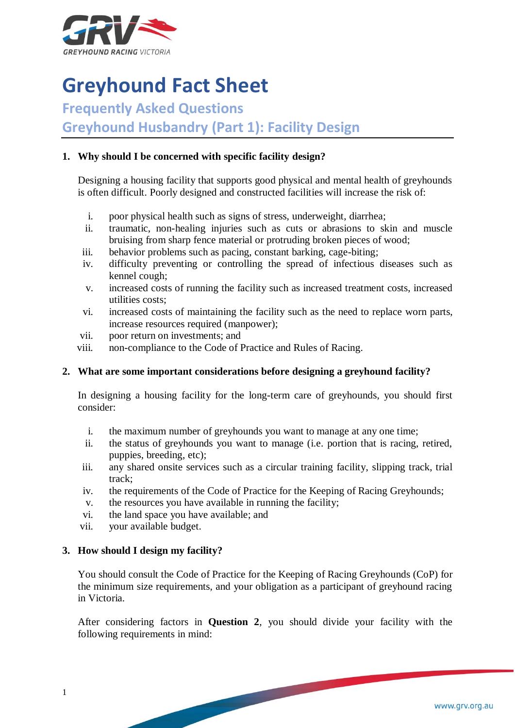# Greyhound Fact Sheet

## Frequently Asked Questions

## Greyhound Husbandry (Part 1): Facility Design

**1. Why should I be concerned with specific facility design?**

Designing a housing facility that supports good physical and mental health of greyhounds is often difficult. Poorly designed and constructed facilities will increase the risk of:

i. poor physical health such as signs of stress, underweight, diarrhea;
ii. traumatic, non-healing injuries such as cuts or abrasions to skin and muscle bruising from sharp fence material or protruding broken pieces of wood;
iii. behavior problems such as pacing, constant barking, cage-biting;
iv. difficulty preventing or controlling the spread of infectious diseases such as kennel cough;
v. increased costs of running the facility such as increased treatment costs, increased utilities costs;
vi. increased costs of maintaining the facility such as the need to replace worn parts, increase resources required (manpower);
vii. poor return on investments; and
viii. non-compliance to the Code of Practice and Rules of Racing.

**2. What are some important considerations before designing a greyhound facility?**

In designing a housing facility for the long-term care of greyhounds, you should first consider:

i. the maximum number of greyhounds you want to manage at any one time;
ii. the status of greyhounds you want to manage (i.e. portion that is racing, retired, puppies, breeding, etc);
iii. any shared onsite services such as a circular training facility, slipping track, trial track;
iv. the requirements of the Code of Practice for the Keeping of Racing Greyhounds;
v. the resources you have available in running the facility;
vi. the land space you have available; and
vii. your available budget.

**3. How should I design my facility?**

You should consult the Code of Practice for the Keeping of Racing Greyhounds (CoP) for the minimum size requirements, and your obligation as a participant of greyhound racing in Victoria.

After considering factors in **Question 2**, you should divide your facility with the following requirements in mind: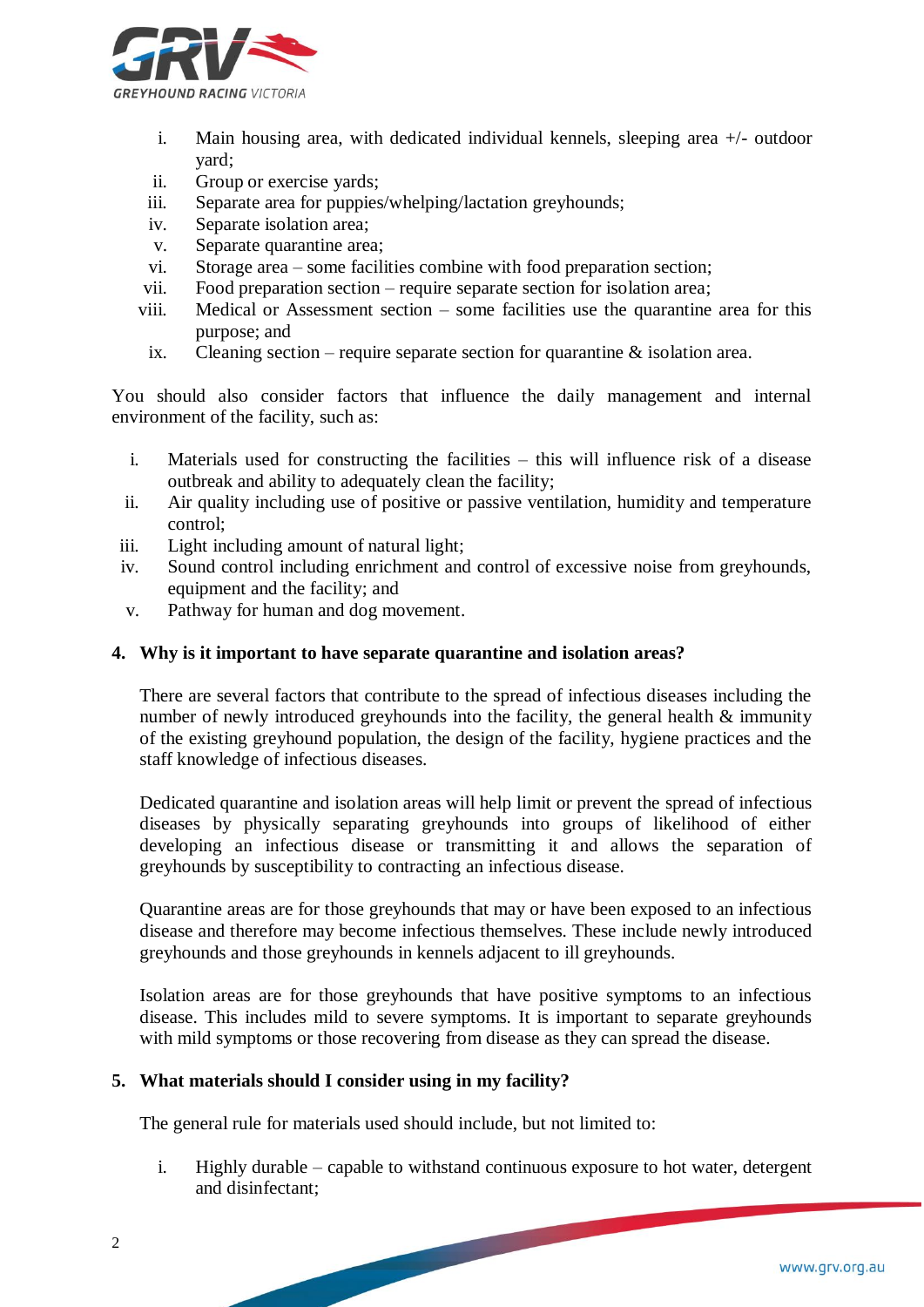i. Main housing area, with dedicated individual kennels, sleeping area +/- outdoor yard;
ii. Group or exercise yards;
iii. Separate area for puppies/whelping/lactation greyhounds;
iv. Separate isolation area;
v. Separate quarantine area;
vi. Storage area – some facilities combine with food preparation section;
vii. Food preparation section – require separate section for isolation area;
viii. Medical or Assessment section – some facilities use the quarantine area for this purpose; and
ix. Cleaning section – require separate section for quarantine & isolation area.

You should also consider factors that influence the daily management and internal environment of the facility, such as:

i. Materials used for constructing the facilities – this will influence risk of a disease outbreak and ability to adequately clean the facility;
ii. Air quality including use of positive or passive ventilation, humidity and temperature control;
iii. Light including amount of natural light;
iv. Sound control including enrichment and control of excessive noise from greyhounds, equipment and the facility; and
v. Pathway for human and dog movement.

**4. Why is it important to have separate quarantine and isolation areas?**

There are several factors that contribute to the spread of infectious diseases including the number of newly introduced greyhounds into the facility, the general health & immunity of the existing greyhound population, the design of the facility, hygiene practices and the staff knowledge of infectious diseases.

Dedicated quarantine and isolation areas will help limit or prevent the spread of infectious diseases by physically separating greyhounds into groups of likelihood of either developing an infectious disease or transmitting it and allows the separation of greyhounds by susceptibility to contracting an infectious disease.

Quarantine areas are for those greyhounds that may or have been exposed to an infectious disease and therefore may become infectious themselves. These include newly introduced greyhounds and those greyhounds in kennels adjacent to ill greyhounds.

Isolation areas are for those greyhounds that have positive symptoms to an infectious disease. This includes mild to severe symptoms. It is important to separate greyhounds with mild symptoms or those recovering from disease as they can spread the disease.

**5. What materials should I consider using in my facility?**

The general rule for materials used should include, but not limited to:

i. Highly durable – capable to withstand continuous exposure to hot water, detergent and disinfectant;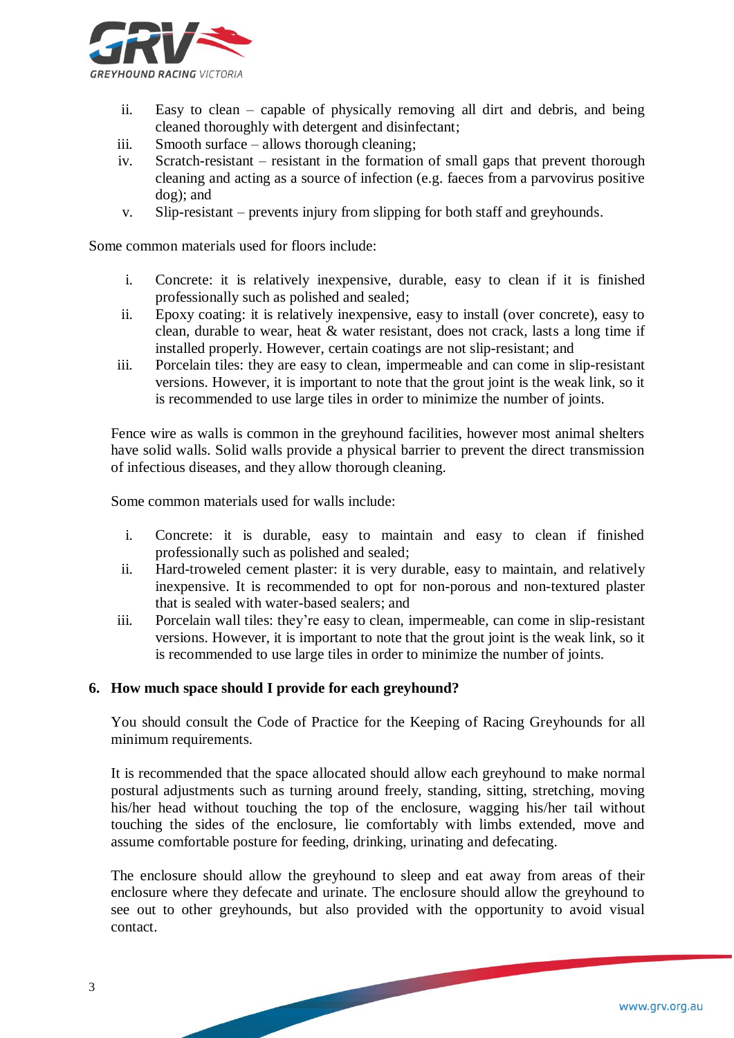ii. Easy to clean – capable of physically removing all dirt and debris, and being cleaned thoroughly with detergent and disinfectant;
iii. Smooth surface – allows thorough cleaning;
iv. Scratch-resistant – resistant in the formation of small gaps that prevent thorough cleaning and acting as a source of infection (e.g. faeces from a parvovirus positive dog); and
v. Slip-resistant – prevents injury from slipping for both staff and greyhounds.

Some common materials used for floors include:

i. Concrete: it is relatively inexpensive, durable, easy to clean if it is finished professionally such as polished and sealed;
ii. Epoxy coating: it is relatively inexpensive, easy to install (over concrete), easy to clean, durable to wear, heat & water resistant, does not crack, lasts a long time if installed properly. However, certain coatings are not slip-resistant; and
iii. Porcelain tiles: they are easy to clean, impermeable and can come in slip-resistant versions. However, it is important to note that the grout joint is the weak link, so it is recommended to use large tiles in order to minimize the number of joints.

Fence wire as walls is common in the greyhound facilities, however most animal shelters have solid walls. Solid walls provide a physical barrier to prevent the direct transmission of infectious diseases, and they allow thorough cleaning.

Some common materials used for walls include:

i. Concrete: it is durable, easy to maintain and easy to clean if finished professionally such as polished and sealed;
ii. Hard-troweled cement plaster: it is very durable, easy to maintain, and relatively inexpensive. It is recommended to opt for non-porous and non-textured plaster that is sealed with water-based sealers; and
iii. Porcelain wall tiles: they're easy to clean, impermeable, can come in slip-resistant versions. However, it is important to note that the grout joint is the weak link, so it is recommended to use large tiles in order to minimize the number of joints.

## 6. How much space should I provide for each greyhound?

You should consult the Code of Practice for the Keeping of Racing Greyhounds for all minimum requirements.

It is recommended that the space allocated should allow each greyhound to make normal postural adjustments such as turning around freely, standing, sitting, stretching, moving his/her head without touching the top of the enclosure, wagging his/her tail without touching the sides of the enclosure, lie comfortably with limbs extended, move and assume comfortable posture for feeding, drinking, urinating and defecating.

The enclosure should allow the greyhound to sleep and eat away from areas of their enclosure where they defecate and urinate. The enclosure should allow the greyhound to see out to other greyhounds, but also provided with the opportunity to avoid visual contact.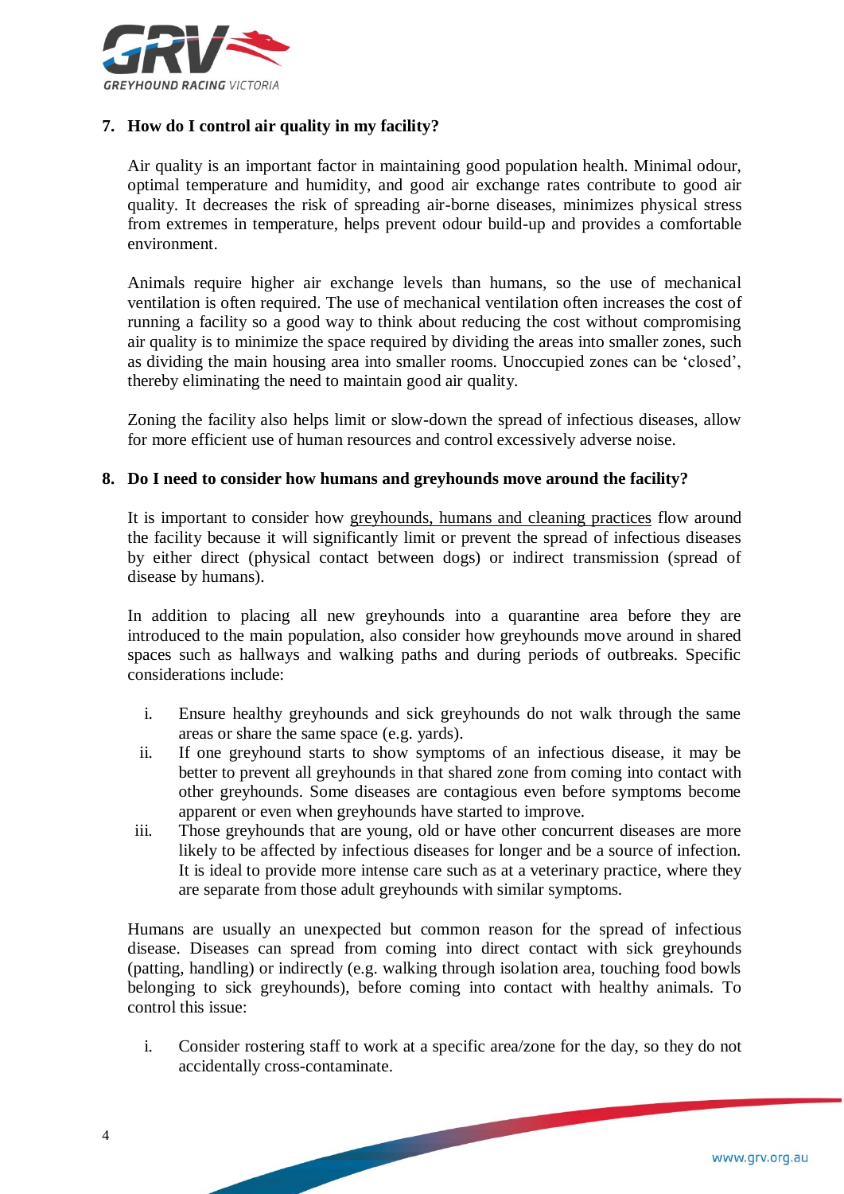### 7. How do I control air quality in my facility?

Air quality is an important factor in maintaining good population health. Minimal odour, optimal temperature and humidity, and good air exchange rates contribute to good air quality. It decreases the risk of spreading air-borne diseases, minimizes physical stress from extremes in temperature, helps prevent odour build-up and provides a comfortable environment.

Animals require higher air exchange levels than humans, so the use of mechanical ventilation is often required. The use of mechanical ventilation often increases the cost of running a facility so a good way to think about reducing the cost without compromising air quality is to minimize the space required by dividing the areas into smaller zones, such as dividing the main housing area into smaller rooms. Unoccupied zones can be 'closed', thereby eliminating the need to maintain good air quality.

Zoning the facility also helps limit or slow-down the spread of infectious diseases, allow for more efficient use of human resources and control excessively adverse noise.

### 8. Do I need to consider how humans and greyhounds move around the facility?

It is important to consider how greyhounds, humans and cleaning practices flow around the facility because it will significantly limit or prevent the spread of infectious diseases by either direct (physical contact between dogs) or indirect transmission (spread of disease by humans).

In addition to placing all new greyhounds into a quarantine area before they are introduced to the main population, also consider how greyhounds move around in shared spaces such as hallways and walking paths and during periods of outbreaks. Specific considerations include:

i. Ensure healthy greyhounds and sick greyhounds do not walk through the same areas or share the same space (e.g. yards).
ii. If one greyhound starts to show symptoms of an infectious disease, it may be better to prevent all greyhounds in that shared zone from coming into contact with other greyhounds. Some diseases are contagious even before symptoms become apparent or even when greyhounds have started to improve.
iii. Those greyhounds that are young, old or have other concurrent diseases are more likely to be affected by infectious diseases for longer and be a source of infection. It is ideal to provide more intense care such as at a veterinary practice, where they are separate from those adult greyhounds with similar symptoms.

Humans are usually an unexpected but common reason for the spread of infectious disease. Diseases can spread from coming into direct contact with sick greyhounds (patting, handling) or indirectly (e.g. walking through isolation area, touching food bowls belonging to sick greyhounds), before coming into contact with healthy animals. To control this issue:

i. Consider rostering staff to work at a specific area/zone for the day, so they do not accidentally cross-contaminate.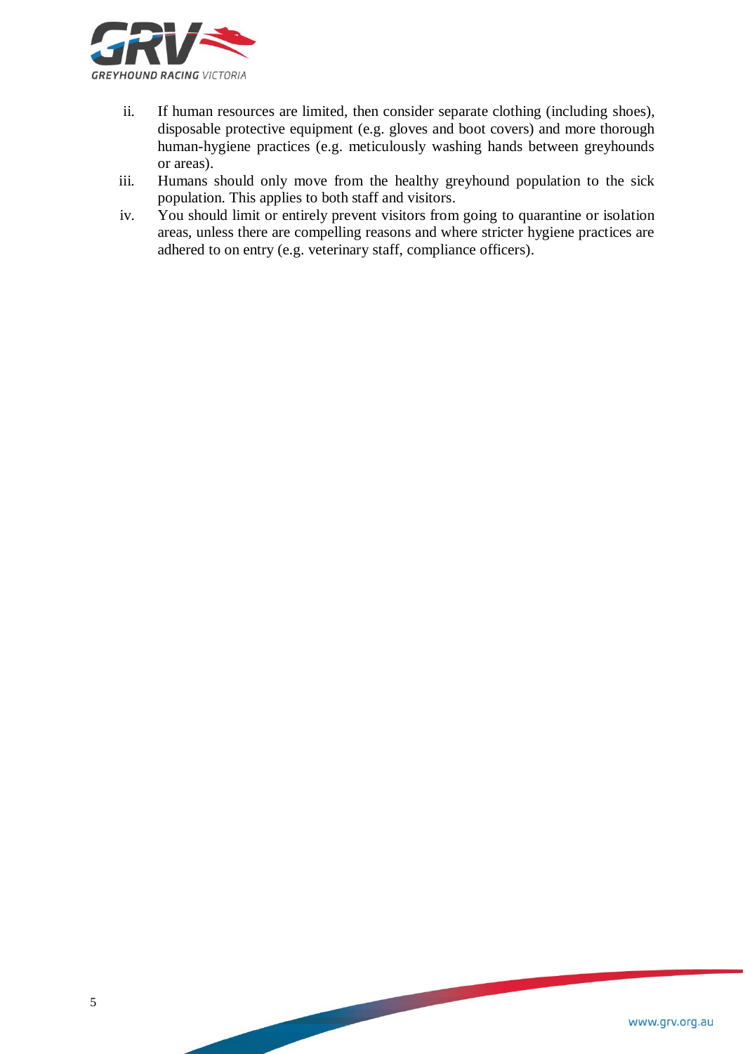ii. If human resources are limited, then consider separate clothing (including shoes), disposable protective equipment (e.g. gloves and boot covers) and more thorough human-hygiene practices (e.g. meticulously washing hands between greyhounds or areas).

iii. Humans should only move from the healthy greyhound population to the sick population. This applies to both staff and visitors.

iv. You should limit or entirely prevent visitors from going to quarantine or isolation areas, unless there are compelling reasons and where stricter hygiene practices are adhered to on entry (e.g. veterinary staff, compliance officers).